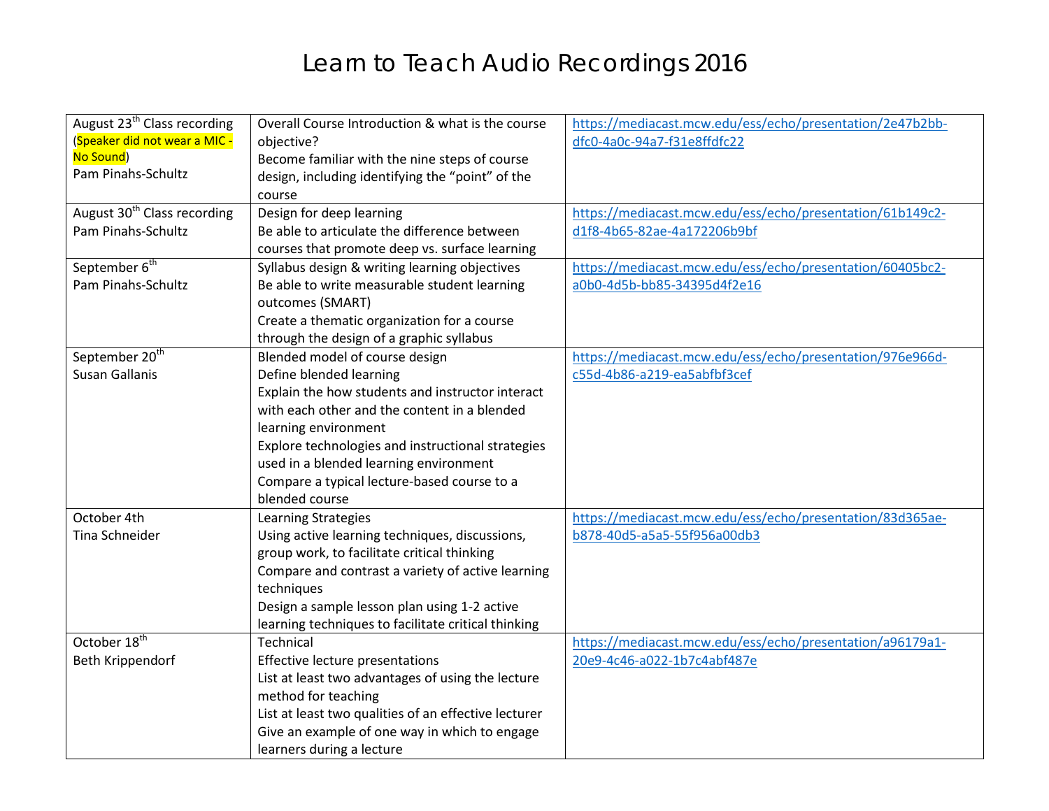# Learn to Teach Audio Recordings 2016

| | | |
|---|---|---|
| August 23rd Class recording (Speaker did not wear a MIC - No Sound) Pam Pinahs-Schultz | Overall Course Introduction & what is the course objective? Become familiar with the nine steps of course design, including identifying the "point" of the course | https://mediacast.mcw.edu/ess/echo/presentation/2e47b2bb-dfc0-4a0c-94a7-f31e8ffdfc22 |
| August 30th Class recording Pam Pinahs-Schultz | Design for deep learning Be able to articulate the difference between courses that promote deep vs. surface learning | https://mediacast.mcw.edu/ess/echo/presentation/61b149c2-d1f8-4b65-82ae-4a172206b9bf |
| September 6th Pam Pinahs-Schultz | Syllabus design & writing learning objectives Be able to write measurable student learning outcomes (SMART) Create a thematic organization for a course through the design of a graphic syllabus | https://mediacast.mcw.edu/ess/echo/presentation/60405bc2-a0b0-4d5b-bb85-34395d4f2e16 |
| September 20th Susan Gallanis | Blended model of course design Define blended learning Explain the how students and instructor interact with each other and the content in a blended learning environment Explore technologies and instructional strategies used in a blended learning environment Compare a typical lecture-based course to a blended course | https://mediacast.mcw.edu/ess/echo/presentation/976e966d-c55d-4b86-a219-ea5abfbf3cef |
| October 4th Tina Schneider | Learning Strategies Using active learning techniques, discussions, group work, to facilitate critical thinking Compare and contrast a variety of active learning techniques Design a sample lesson plan using 1-2 active learning techniques to facilitate critical thinking | https://mediacast.mcw.edu/ess/echo/presentation/83d365ae-b878-40d5-a5a5-55f956a00db3 |
| October 18th Beth Krippendorf | Technical Effective lecture presentations List at least two advantages of using the lecture method for teaching List at least two qualities of an effective lecturer Give an example of one way in which to engage learners during a lecture | https://mediacast.mcw.edu/ess/echo/presentation/a96179a1-20e9-4c46-a022-1b7c4abf487e |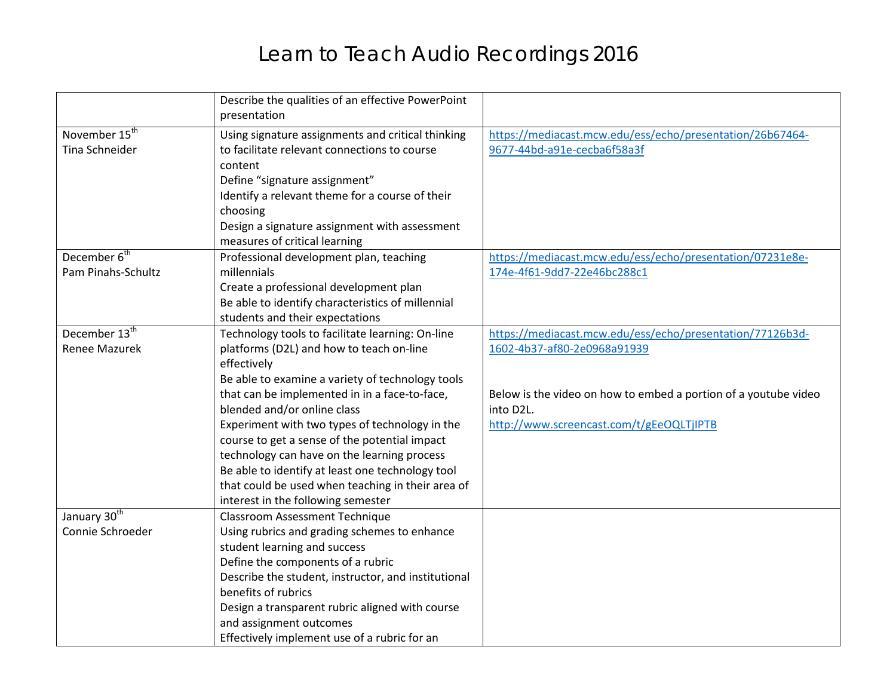# Learn to Teach Audio Recordings 2016

| | | |
|---|---|---|
| | Describe the qualities of an effective PowerPoint presentation | |
| November 15th<br>Tina Schneider | Using signature assignments and critical thinking to facilitate relevant connections to course content<br>Define "signature assignment"<br>Identify a relevant theme for a course of their choosing<br>Design a signature assignment with assessment measures of critical learning | https://mediacast.mcw.edu/ess/echo/presentation/26b67464-9677-44bd-a91e-cecba6f58a3f |
| December 6th<br>Pam Pinahs-Schultz | Professional development plan, teaching millennials<br>Create a professional development plan<br>Be able to identify characteristics of millennial students and their expectations | https://mediacast.mcw.edu/ess/echo/presentation/07231e8e-174e-4f61-9dd7-22e46bc288c1 |
| December 13th<br>Renee Mazurek | Technology tools to facilitate learning: On-line platforms (D2L) and how to teach on-line effectively<br>Be able to examine a variety of technology tools that can be implemented in in a face-to-face, blended and/or online class<br>Experiment with two types of technology in the course to get a sense of the potential impact technology can have on the learning process<br>Be able to identify at least one technology tool that could be used when teaching in their area of interest in the following semester | https://mediacast.mcw.edu/ess/echo/presentation/77126b3d-1602-4b37-af80-2e0968a91939<br><br>Below is the video on how to embed a portion of a youtube video into D2L.<br>http://www.screencast.com/t/gEeOQLTjIPTB |
| January 30th<br>Connie Schroeder | Classroom Assessment Technique<br>Using rubrics and grading schemes to enhance student learning and success<br>Define the components of a rubric<br>Describe the student, instructor, and institutional benefits of rubrics<br>Design a transparent rubric aligned with course and assignment outcomes<br>Effectively implement use of a rubric for an | |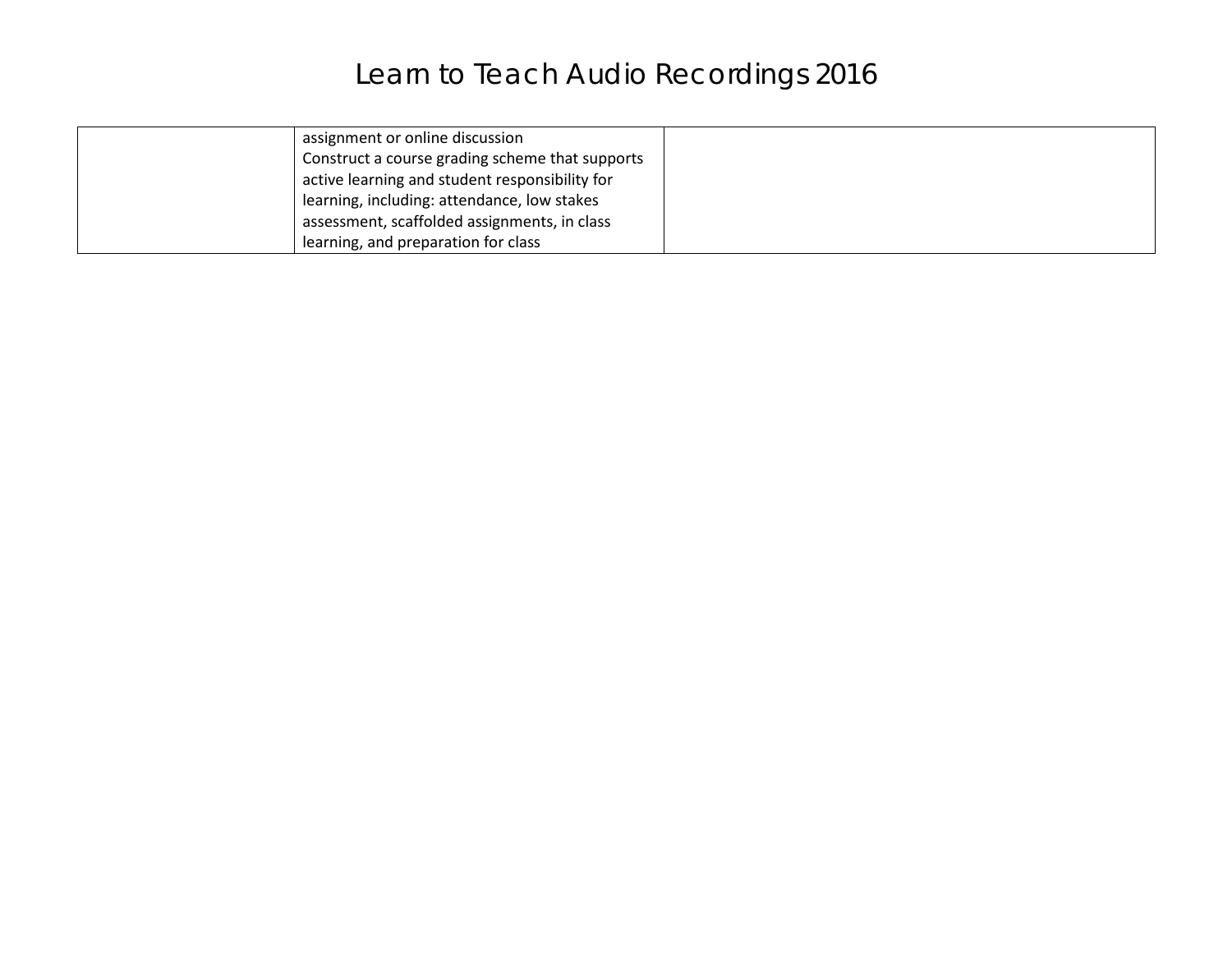| | | |
|---|---|---|
| | assignment or online discussion<br>Construct a course grading scheme that supports active learning and student responsibility for learning, including: attendance, low stakes assessment, scaffolded assignments, in class learning, and preparation for class | |